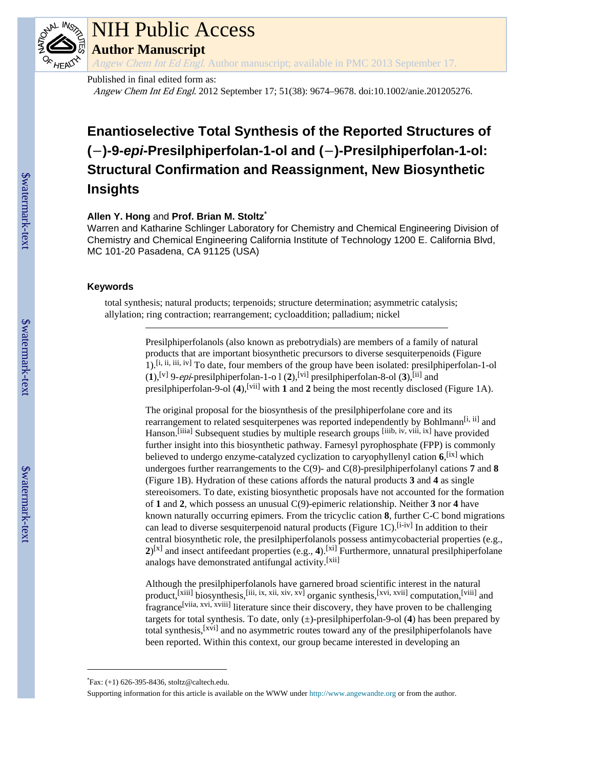# NIH Public Access

**Author Manuscript**

*Angew Chem Int Ed Engl*. Author manuscript; available in PMC 2013 September 17.

Published in final edited form as:

*Angew Chem Int Ed Engl*. 2012 September 17; 51(38): 9674–9678. doi:10.1002/anie.201205276.

# Enantioselective Total Synthesis of the Reported Structures of (−)-9-*epi*-Presilphiperfolan-1-ol and (−)-Presilphiperfolan-1-ol: Structural Confirmation and Reassignment, New Biosynthetic Insights

**Allen Y. Hong** and **Prof. Brian M. Stoltz***

Warren and Katharine Schlinger Laboratory for Chemistry and Chemical Engineering Division of Chemistry and Chemical Engineering California Institute of Technology 1200 E. California Blvd, MC 101-20 Pasadena, CA 91125 (USA)

### Keywords

total synthesis; natural products; terpenoids; structure determination; asymmetric catalysis; allylation; ring contraction; rearrangement; cycloaddition; palladium; nickel

---

Presilphiperfolanols (also known as prebotrydials) are members of a family of natural products that are important biosynthetic precursors to diverse sesquiterpenoids (Figure 1).[i, ii, iii, iv] To date, four members of the group have been isolated: presilphiperfolan-1-ol (**1**),[v] 9-*epi*-presilphiperfolan-1-o l (**2**),[vi] presilphiperfolan-8-ol (**3**),[ii] and presilphiperfolan-9-ol (**4**),[vii] with **1** and **2** being the most recently disclosed (Figure 1A).

The original proposal for the biosynthesis of the presilphiperfolane core and its rearrangement to related sesquiterpenes was reported independently by Bohlmann[i, ii] and Hanson.[iiia] Subsequent studies by multiple research groups [iiib, iv, viii, ix] have provided further insight into this biosynthetic pathway. Farnesyl pyrophosphate (FPP) is commonly believed to undergo enzyme-catalyzed cyclization to caryophyllenyl cation **6**,[ix] which undergoes further rearrangements to the C(9)- and C(8)-presilphiperfolanyl cations **7** and **8** (Figure 1B). Hydration of these cations affords the natural products **3** and **4** as single stereoisomers. To date, existing biosynthetic proposals have not accounted for the formation of **1** and **2**, which possess an unusual C(9)-epimeric relationship. Neither **3** nor **4** have known naturally occurring epimers. From the tricyclic cation **8**, further C-C bond migrations can lead to diverse sesquiterpenoid natural products (Figure 1C).[i-iv] In addition to their central biosynthetic role, the presilphiperfolanols possess antimycobacterial properties (e.g., **2**)[x] and insect antifeedant properties (e.g., **4**).[xi] Furthermore, unnatural presilphiperfolane analogs have demonstrated antifungal activity.[xii]

Although the presilphiperfolanols have garnered broad scientific interest in the natural product,[xiii] biosynthesis,[iii, ix, xii, xiv, xv] organic synthesis,[xvi, xvii] computation,[viii] and fragrance[viia, xvi, xviii] literature since their discovery, they have proven to be challenging targets for total synthesis. To date, only (±)-presilphiperfolan-9-ol (**4**) has been prepared by total synthesis,[xvi] and no asymmetric routes toward any of the presilphiperfolanols have been reported. Within this context, our group became interested in developing an

---

*Fax: (+1) 626-395-8436, stoltz@caltech.edu.

Supporting information for this article is available on the WWW under http://www.angewandte.org or from the author.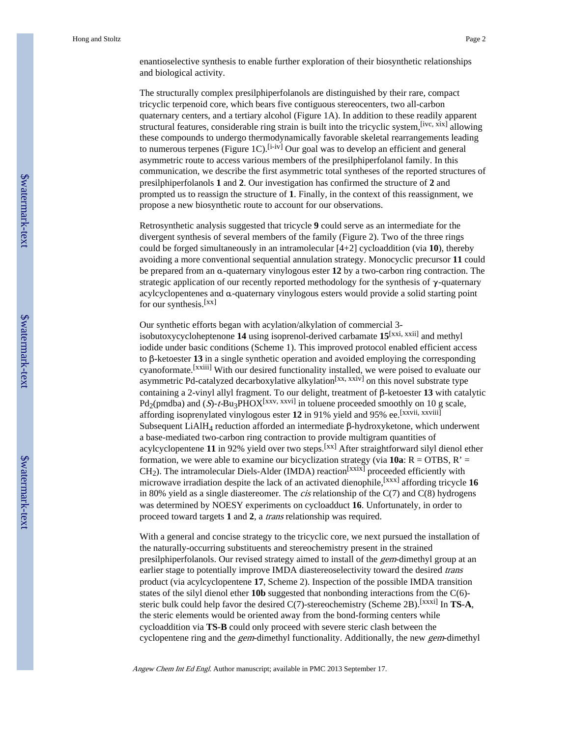enantioselective synthesis to enable further exploration of their biosynthetic relationships and biological activity.

The structurally complex presilphiperfolanols are distinguished by their rare, compact tricyclic terpenoid core, which bears five contiguous stereocenters, two all-carbon quaternary centers, and a tertiary alcohol (Figure 1A). In addition to these readily apparent structural features, considerable ring strain is built into the tricyclic system,[ivc, xix] allowing these compounds to undergo thermodynamically favorable skeletal rearrangements leading to numerous terpenes (Figure 1C).[i-iv] Our goal was to develop an efficient and general asymmetric route to access various members of the presilphiperfolanol family. In this communication, we describe the first asymmetric total syntheses of the reported structures of presilphiperfolanols **1** and **2**. Our investigation has confirmed the structure of **2** and prompted us to reassign the structure of **1**. Finally, in the context of this reassignment, we propose a new biosynthetic route to account for our observations.

Retrosynthetic analysis suggested that tricycle **9** could serve as an intermediate for the divergent synthesis of several members of the family (Figure 2). Two of the three rings could be forged simultaneously in an intramolecular [4+2] cycloaddition (via **10**), thereby avoiding a more conventional sequential annulation strategy. Monocyclic precursor **11** could be prepared from an α-quaternary vinylogous ester **12** by a two-carbon ring contraction. The strategic application of our recently reported methodology for the synthesis of γ-quaternary acylcyclopentenes and α-quaternary vinylogous esters would provide a solid starting point for our synthesis.[xx]

Our synthetic efforts began with acylation/alkylation of commercial 3-isobutoxycycloheptenone **14** using isoprenol-derived carbamate **15**[xxi, xxii] and methyl iodide under basic conditions (Scheme 1). This improved protocol enabled efficient access to β-ketoester **13** in a single synthetic operation and avoided employing the corresponding cyanoformate.[xxiii] With our desired functionality installed, we were poised to evaluate our asymmetric Pd-catalyzed decarboxylative alkylation[xx, xxiv] on this novel substrate type containing a 2-vinyl allyl fragment. To our delight, treatment of β-ketoester **13** with catalytic $Pd_2$(pmdba) and (*S*)-*t*-$Bu_3$PHOX[xxv, xxvi] in toluene proceeded smoothly on 10 g scale, affording isoprenylated vinylogous ester **12** in 91% yield and 95% ee.[xxvii, xxviii] Subsequent $LiAlH_4$ reduction afforded an intermediate β-hydroxyketone, which underwent a base-mediated two-carbon ring contraction to provide multigram quantities of acylcyclopentene **11** in 92% yield over two steps.[xx] After straightforward silyl dienol ether formation, we were able to examine our bicyclization strategy (via **10a**: R = OTBS, R' = $CH_2$). The intramolecular Diels-Alder (IMDA) reaction[xxix] proceeded efficiently with microwave irradiation despite the lack of an activated dienophile,[xxx] affording tricycle **16** in 80% yield as a single diastereomer. The *cis* relationship of the C(7) and C(8) hydrogens was determined by NOESY experiments on cycloadduct **16**. Unfortunately, in order to proceed toward targets **1** and **2**, a *trans* relationship was required.

With a general and concise strategy to the tricyclic core, we next pursued the installation of the naturally-occurring substituents and stereochemistry present in the strained presilphiperfolanols. Our revised strategy aimed to install of the *gem*-dimethyl group at an earlier stage to potentially improve IMDA diastereoselectivity toward the desired *trans* product (via acylcyclopentene **17**, Scheme 2). Inspection of the possible IMDA transition states of the silyl dienol ether **10b** suggested that nonbonding interactions from the C(6)-steric bulk could help favor the desired C(7)-stereochemistry (Scheme 2B).[xxxi] In **TS-A**, the steric elements would be oriented away from the bond-forming centers while cycloaddition via **TS-B** could only proceed with severe steric clash between the cyclopentene ring and the *gem*-dimethyl functionality. Additionally, the new *gem*-dimethyl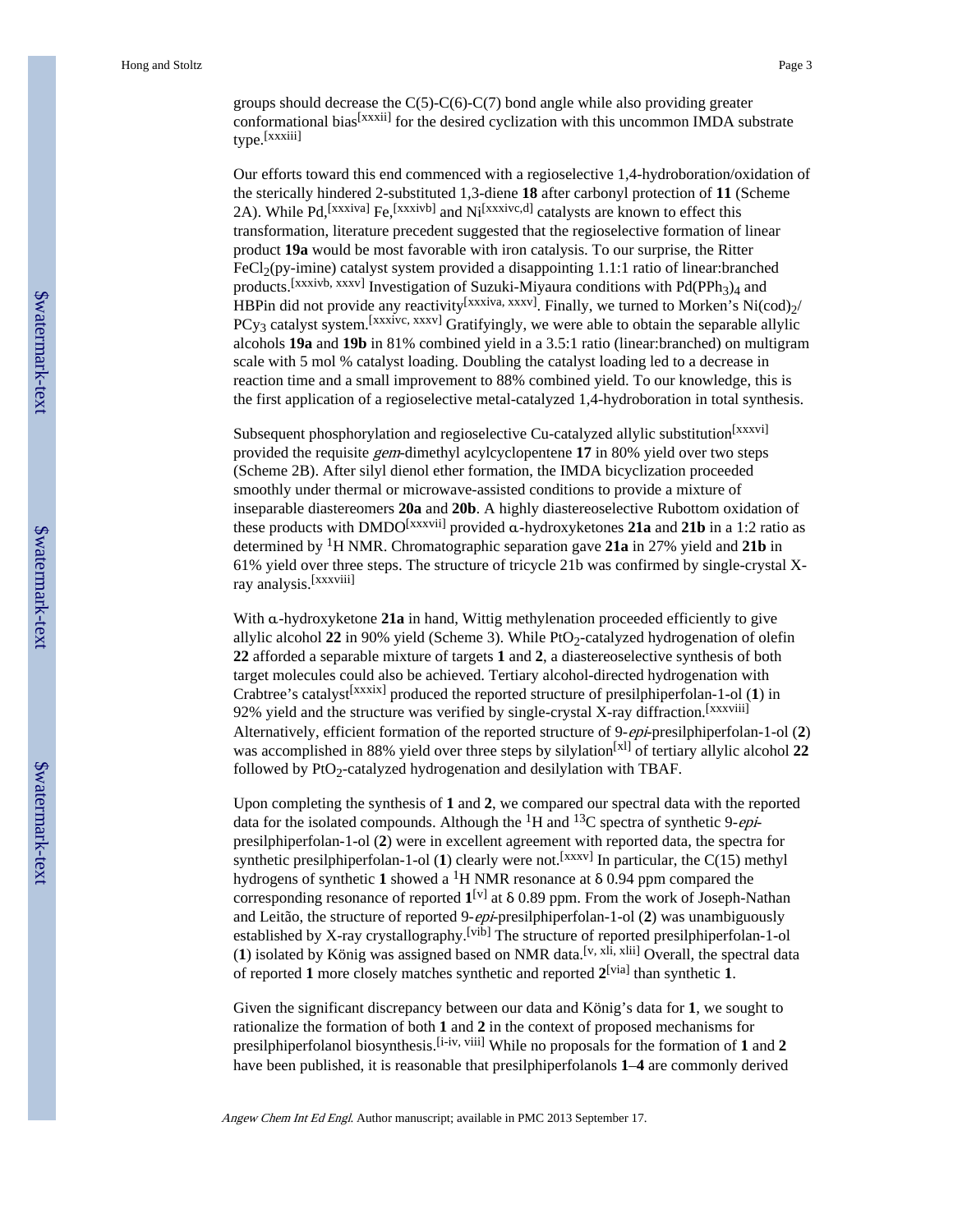groups should decrease the C(5)-C(6)-C(7) bond angle while also providing greater conformational bias[xxxii] for the desired cyclization with this uncommon IMDA substrate type.[xxxiii]

Our efforts toward this end commenced with a regioselective 1,4-hydroboration/oxidation of the sterically hindered 2-substituted 1,3-diene **18** after carbonyl protection of **11** (Scheme 2A). While Pd,[xxxiva] Fe,[xxxivb] and Ni[xxxivc,d] catalysts are known to effect this transformation, literature precedent suggested that the regioselective formation of linear product **19a** would be most favorable with iron catalysis. To our surprise, the Ritter $FeCl_2$(py-imine) catalyst system provided a disappointing 1.1:1 ratio of linear:branched products.[xxxivb, xxxv] Investigation of Suzuki-Miyaura conditions with $Pd(PPh_3)_4$ and HBPin did not provide any reactivity[xxxiva, xxxv]. Finally, we turned to Morken's $Ni(cod)_2$/ $PCy_3$ catalyst system.[xxxivc, xxxv] Gratifyingly, we were able to obtain the separable allylic alcohols **19a** and **19b** in 81% combined yield in a 3.5:1 ratio (linear:branched) on multigram scale with 5 mol % catalyst loading. Doubling the catalyst loading led to a decrease in reaction time and a small improvement to 88% combined yield. To our knowledge, this is the first application of a regioselective metal-catalyzed 1,4-hydroboration in total synthesis.

Subsequent phosphorylation and regioselective Cu-catalyzed allylic substitution[xxxvi] provided the requisite *gem*-dimethyl acylcyclopentene **17** in 80% yield over two steps (Scheme 2B). After silyl dienol ether formation, the IMDA bicyclization proceeded smoothly under thermal or microwave-assisted conditions to provide a mixture of inseparable diastereomers **20a** and **20b**. A highly diastereoselective Rubottom oxidation of these products with DMDO[xxxvii] provided α-hydroxyketones **21a** and **21b** in a 1:2 ratio as determined by $^1$H NMR. Chromatographic separation gave **21a** in 27% yield and **21b** in 61% yield over three steps. The structure of tricycle 21b was confirmed by single-crystal X-ray analysis.[xxxviii]

With α-hydroxyketone **21a** in hand, Wittig methylenation proceeded efficiently to give allylic alcohol **22** in 90% yield (Scheme 3). While $PtO_2$-catalyzed hydrogenation of olefin **22** afforded a separable mixture of targets **1** and **2**, a diastereoselective synthesis of both target molecules could also be achieved. Tertiary alcohol-directed hydrogenation with Crabtree's catalyst[xxxix] produced the reported structure of presilphiperfolan-1-ol (**1**) in 92% yield and the structure was verified by single-crystal X-ray diffraction.[xxxviii] Alternatively, efficient formation of the reported structure of 9-*epi*-presilphiperfolan-1-ol (**2**) was accomplished in 88% yield over three steps by silylation[xl] of tertiary allylic alcohol **22** followed by $PtO_2$-catalyzed hydrogenation and desilylation with TBAF.

Upon completing the synthesis of **1** and **2**, we compared our spectral data with the reported data for the isolated compounds. Although the $^1$H and $^{13}$C spectra of synthetic 9-*epi*-presilphiperfolan-1-ol (**2**) were in excellent agreement with reported data, the spectra for synthetic presilphiperfolan-1-ol (**1**) clearly were not.[xxxv] In particular, the C(15) methyl hydrogens of synthetic **1** showed a $^1$H NMR resonance at δ 0.94 ppm compared the corresponding resonance of reported **1**[v] at δ 0.89 ppm. From the work of Joseph-Nathan and Leitão, the structure of reported 9-*epi*-presilphiperfolan-1-ol (**2**) was unambiguously established by X-ray crystallography.[vib] The structure of reported presilphiperfolan-1-ol (**1**) isolated by König was assigned based on NMR data.[v, xli, xlii] Overall, the spectral data of reported **1** more closely matches synthetic and reported **2**[via] than synthetic **1**.

Given the significant discrepancy between our data and König's data for **1**, we sought to rationalize the formation of both **1** and **2** in the context of proposed mechanisms for presilphiperfolanol biosynthesis.[i-iv, viii] While no proposals for the formation of **1** and **2** have been published, it is reasonable that presilphiperfolanols **1**–**4** are commonly derived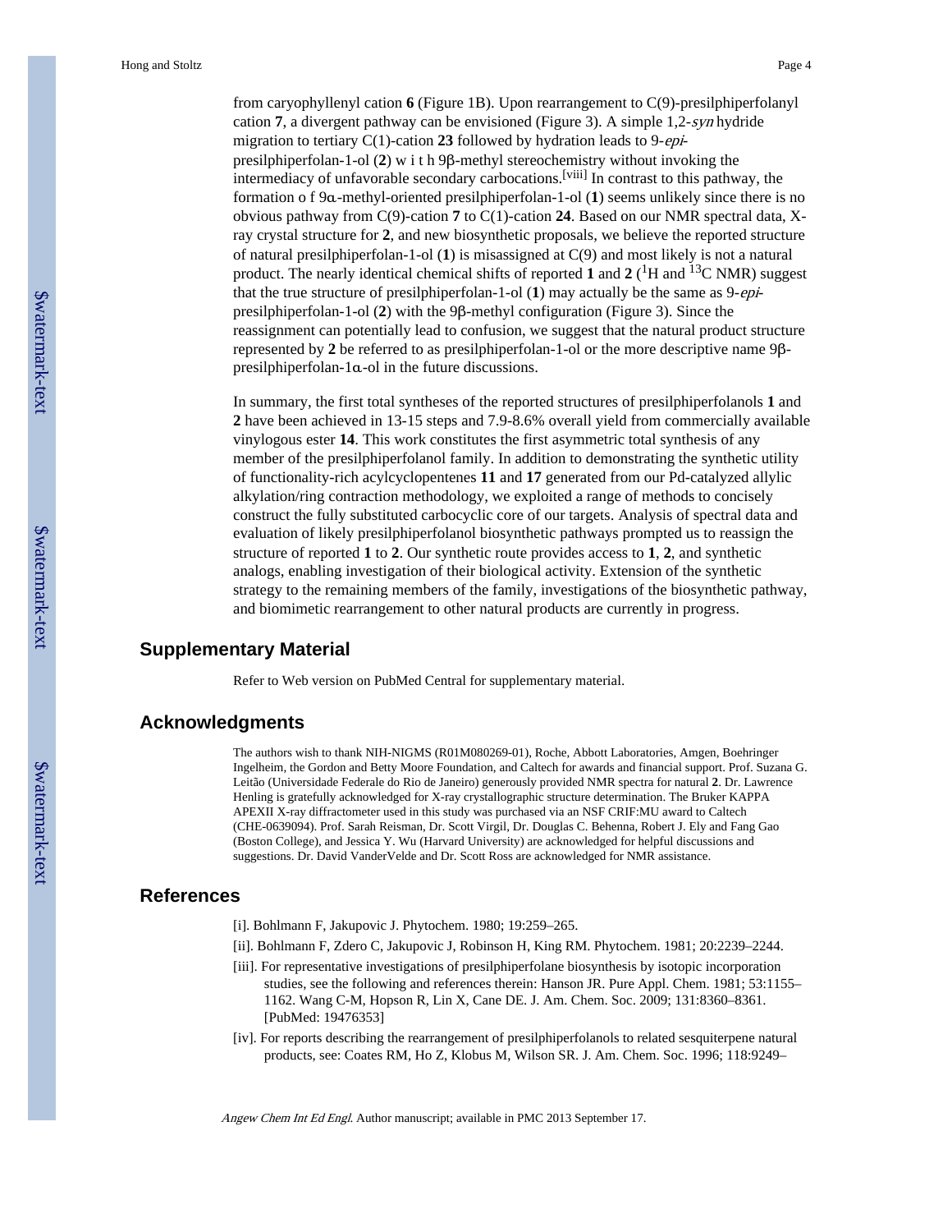from caryophyllenyl cation **6** (Figure 1B). Upon rearrangement to C(9)-presilphiperfolanyl cation **7**, a divergent pathway can be envisioned (Figure 3). A simple 1,2-*syn* hydride migration to tertiary C(1)-cation **23** followed by hydration leads to 9-*epi*-presilphiperfolan-1-ol (**2**) with 9β-methyl stereochemistry without invoking the intermediacy of unfavorable secondary carbocations.[viii] In contrast to this pathway, the formation of 9α-methyl-oriented presilphiperfolan-1-ol (**1**) seems unlikely since there is no obvious pathway from C(9)-cation **7** to C(1)-cation **24**. Based on our NMR spectral data, X-ray crystal structure for **2**, and new biosynthetic proposals, we believe the reported structure of natural presilphiperfolan-1-ol (**1**) is misassigned at C(9) and most likely is not a natural product. The nearly identical chemical shifts of reported **1** and **2** ($^{1}$H and $^{13}$C NMR) suggest that the true structure of presilphiperfolan-1-ol (**1**) may actually be the same as 9-*epi*-presilphiperfolan-1-ol (**2**) with the 9β-methyl configuration (Figure 3). Since the reassignment can potentially lead to confusion, we suggest that the natural product structure represented by **2** be referred to as presilphiperfolan-1-ol or the more descriptive name 9β-presilphiperfolan-1α-ol in the future discussions.

In summary, the first total syntheses of the reported structures of presilphiperfolanols **1** and **2** have been achieved in 13-15 steps and 7.9-8.6% overall yield from commercially available vinylogous ester **14**. This work constitutes the first asymmetric total synthesis of any member of the presilphiperfolanol family. In addition to demonstrating the synthetic utility of functionality-rich acylcyclopentenes **11** and **17** generated from our Pd-catalyzed allylic alkylation/ring contraction methodology, we exploited a range of methods to concisely construct the fully substituted carbocyclic core of our targets. Analysis of spectral data and evaluation of likely presilphiperfolanol biosynthetic pathways prompted us to reassign the structure of reported **1** to **2**. Our synthetic route provides access to **1**, **2**, and synthetic analogs, enabling investigation of their biological activity. Extension of the synthetic strategy to the remaining members of the family, investigations of the biosynthetic pathway, and biomimetic rearrangement to other natural products are currently in progress.

## Supplementary Material

Refer to Web version on PubMed Central for supplementary material.

## Acknowledgments

The authors wish to thank NIH-NIGMS (R01M080269-01), Roche, Abbott Laboratories, Amgen, Boehringer Ingelheim, the Gordon and Betty Moore Foundation, and Caltech for awards and financial support. Prof. Suzana G. Leitão (Universidade Federale do Rio de Janeiro) generously provided NMR spectra for natural **2**. Dr. Lawrence Henling is gratefully acknowledged for X-ray crystallographic structure determination. The Bruker KAPPA APEXII X-ray diffractometer used in this study was purchased via an NSF CRIF:MU award to Caltech (CHE-0639094). Prof. Sarah Reisman, Dr. Scott Virgil, Dr. Douglas C. Behenna, Robert J. Ely and Fang Gao (Boston College), and Jessica Y. Wu (Harvard University) are acknowledged for helpful discussions and suggestions. Dr. David VanderVelde and Dr. Scott Ross are acknowledged for NMR assistance.

## References

[i]. Bohlmann F, Jakupovic J. Phytochem. 1980; 19:259–265.

[ii]. Bohlmann F, Zdero C, Jakupovic J, Robinson H, King RM. Phytochem. 1981; 20:2239–2244.

[iii]. For representative investigations of presilphiperfolane biosynthesis by isotopic incorporation studies, see the following and references therein: Hanson JR. Pure Appl. Chem. 1981; 53:1155–1162. Wang C-M, Hopson R, Lin X, Cane DE. J. Am. Chem. Soc. 2009; 131:8360–8361. [PubMed: 19476353]

[iv]. For reports describing the rearrangement of presilphiperfolanols to related sesquiterpene natural products, see: Coates RM, Ho Z, Klobus M, Wilson SR. J. Am. Chem. Soc. 1996; 118:9249–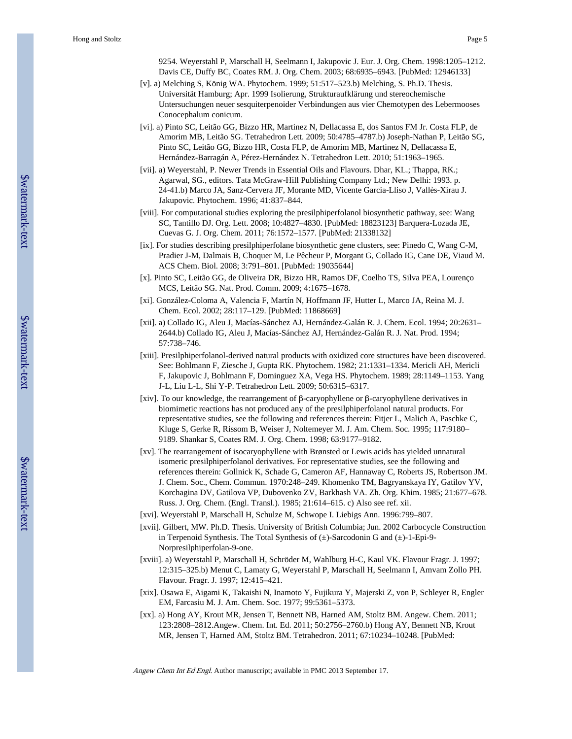9254. Weyerstahl P, Marschall H, Seelmann I, Jakupovic J. Eur. J. Org. Chem. 1998:1205–1212. Davis CE, Duffy BC, Coates RM. J. Org. Chem. 2003; 68:6935–6943. [PubMed: 12946133]

[v]. a) Melching S, König WA. Phytochem. 1999; 51:517–523.b) Melching, S. Ph.D. Thesis. Universität Hamburg; Apr. 1999 Isolierung, Strukturaufklärung und stereochemische Untersuchungen neuer sesquiterpenoider Verbindungen aus vier Chemotypen des Lebermooses Conocephalum conicum.

[vi]. a) Pinto SC, Leitão GG, Bizzo HR, Martinez N, Dellacassa E, dos Santos FM Jr. Costa FLP, de Amorim MB, Leitão SG. Tetrahedron Lett. 2009; 50:4785–4787.b) Joseph-Nathan P, Leitão SG, Pinto SC, Leitão GG, Bizzo HR, Costa FLP, de Amorim MB, Martinez N, Dellacassa E, Hernández-Barragán A, Pérez-Hernández N. Tetrahedron Lett. 2010; 51:1963–1965.

[vii]. a) Weyerstahl, P. Newer Trends in Essential Oils and Flavours. Dhar, KL.; Thappa, RK.; Agarwal, SG., editors. Tata McGraw-Hill Publishing Company Ltd.; New Delhi: 1993. p. 24-41.b) Marco JA, Sanz-Cervera JF, Morante MD, Vicente Garcia-Lliso J, Vallès-Xirau J. Jakupovic. Phytochem. 1996; 41:837–844.

[viii]. For computational studies exploring the presilphiperfolanol biosynthetic pathway, see: Wang SC, Tantillo DJ. Org. Lett. 2008; 10:4827–4830. [PubMed: 18823123] Barquera-Lozada JE, Cuevas G. J. Org. Chem. 2011; 76:1572–1577. [PubMed: 21338132]

[ix]. For studies describing presilphiperfolane biosynthetic gene clusters, see: Pinedo C, Wang C-M, Pradier J-M, Dalmais B, Choquer M, Le Pêcheur P, Morgant G, Collado IG, Cane DE, Viaud M. ACS Chem. Biol. 2008; 3:791–801. [PubMed: 19035644]

[x]. Pinto SC, Leitão GG, de Oliveira DR, Bizzo HR, Ramos DF, Coelho TS, Silva PEA, Lourenço MCS, Leitão SG. Nat. Prod. Comm. 2009; 4:1675–1678.

[xi]. González-Coloma A, Valencia F, Martín N, Hoffmann JF, Hutter L, Marco JA, Reina M. J. Chem. Ecol. 2002; 28:117–129. [PubMed: 11868669]

[xii]. a) Collado IG, Aleu J, Macías-Sánchez AJ, Hernández-Galán R. J. Chem. Ecol. 1994; 20:2631–2644.b) Collado IG, Aleu J, Macías-Sánchez AJ, Hernández-Galán R. J. Nat. Prod. 1994; 57:738–746.

[xiii]. Presilphiperfolanol-derived natural products with oxidized core structures have been discovered. See: Bohlmann F, Ziesche J, Gupta RK. Phytochem. 1982; 21:1331–1334. Mericli AH, Mericli F, Jakupovic J, Bohlmann F, Dominguez XA, Vega HS. Phytochem. 1989; 28:1149–1153. Yang J-L, Liu L-L, Shi Y-P. Tetrahedron Lett. 2009; 50:6315–6317.

[xiv]. To our knowledge, the rearrangement of β-caryophyllene or β-caryophyllene derivatives in biomimetic reactions has not produced any of the presilphiperfolanol natural products. For representative studies, see the following and references therein: Fitjer L, Malich A, Paschke C, Kluge S, Gerke R, Rissom B, Weiser J, Noltemeyer M. J. Am. Chem. Soc. 1995; 117:9180–9189. Shankar S, Coates RM. J. Org. Chem. 1998; 63:9177–9182.

[xv]. The rearrangement of isocaryophyllene with Brønsted or Lewis acids has yielded unnatural isomeric presilphiperfolanol derivatives. For representative studies, see the following and references therein: Gollnick K, Schade G, Cameron AF, Hannaway C, Roberts JS, Robertson JM. J. Chem. Soc., Chem. Commun. 1970:248–249. Khomenko TM, Bagryanskaya IY, Gatilov YV, Korchagina DV, Gatilova VP, Dubovenko ZV, Barkhash VA. Zh. Org. Khim. 1985; 21:677–678. Russ. J. Org. Chem. (Engl. Transl.). 1985; 21:614–615. c) Also see ref. xii.

[xvi]. Weyerstahl P, Marschall H, Schulze M, Schwope I. Liebigs Ann. 1996:799–807.

[xvii]. Gilbert, MW. Ph.D. Thesis. University of British Columbia; Jun. 2002 Carbocycle Construction in Terpenoid Synthesis. The Total Synthesis of (±)-Sarcodonin G and (±)-1-Epi-9-Norpresilphiperfolan-9-one.

[xviii]. a) Weyerstahl P, Marschall H, Schröder M, Wahlburg H-C, Kaul VK. Flavour Fragr. J. 1997; 12:315–325.b) Menut C, Lamaty G, Weyerstahl P, Marschall H, Seelmann I, Amvam Zollo PH. Flavour. Fragr. J. 1997; 12:415–421.

[xix]. Osawa E, Aigami K, Takaishi N, Inamoto Y, Fujikura Y, Majerski Z, von P, Schleyer R, Engler EM, Farcasiu M. J. Am. Chem. Soc. 1977; 99:5361–5373.

[xx]. a) Hong AY, Krout MR, Jensen T, Bennett NB, Harned AM, Stoltz BM. Angew. Chem. 2011; 123:2808–2812.Angew. Chem. Int. Ed. 2011; 50:2756–2760.b) Hong AY, Bennett NB, Krout MR, Jensen T, Harned AM, Stoltz BM. Tetrahedron. 2011; 67:10234–10248. [PubMed: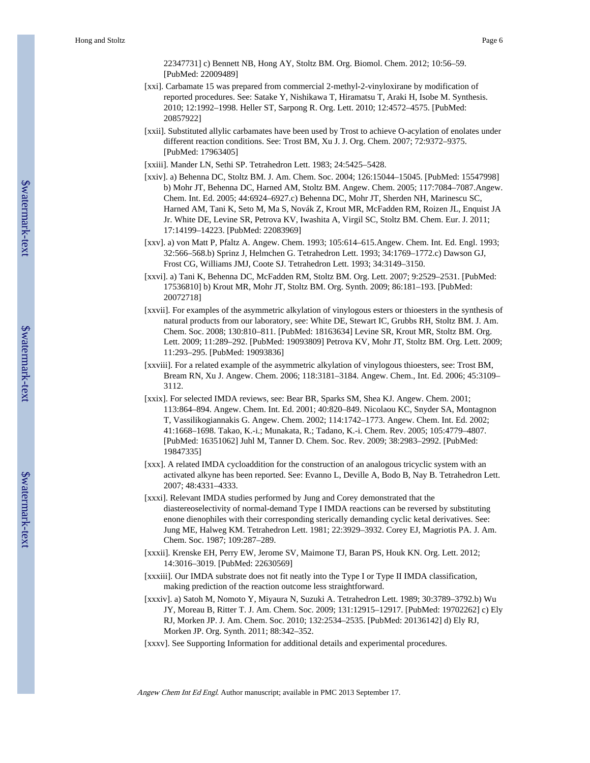22347731] c) Bennett NB, Hong AY, Stoltz BM. Org. Biomol. Chem. 2012; 10:56–59. [PubMed: 22009489]

[xxi]. Carbamate 15 was prepared from commercial 2-methyl-2-vinyloxirane by modification of reported procedures. See: Satake Y, Nishikawa T, Hiramatsu T, Araki H, Isobe M. Synthesis. 2010; 12:1992–1998. Heller ST, Sarpong R. Org. Lett. 2010; 12:4572–4575. [PubMed: 20857922]

[xxii]. Substituted allylic carbamates have been used by Trost to achieve O-acylation of enolates under different reaction conditions. See: Trost BM, Xu J. J. Org. Chem. 2007; 72:9372–9375. [PubMed: 17963405]

[xxiii]. Mander LN, Sethi SP. Tetrahedron Lett. 1983; 24:5425–5428.

[xxiv]. a) Behenna DC, Stoltz BM. J. Am. Chem. Soc. 2004; 126:15044–15045. [PubMed: 15547998] b) Mohr JT, Behenna DC, Harned AM, Stoltz BM. Angew. Chem. 2005; 117:7084–7087.Angew. Chem. Int. Ed. 2005; 44:6924–6927.c) Behenna DC, Mohr JT, Sherden NH, Marinescu SC, Harned AM, Tani K, Seto M, Ma S, Novák Z, Krout MR, McFadden RM, Roizen JL, Enquist JA Jr. White DE, Levine SR, Petrova KV, Iwashita A, Virgil SC, Stoltz BM. Chem. Eur. J. 2011; 17:14199–14223. [PubMed: 22083969]

[xxv]. a) von Matt P, Pfaltz A. Angew. Chem. 1993; 105:614–615.Angew. Chem. Int. Ed. Engl. 1993; 32:566–568.b) Sprinz J, Helmchen G. Tetrahedron Lett. 1993; 34:1769–1772.c) Dawson GJ, Frost CG, Williams JMJ, Coote SJ. Tetrahedron Lett. 1993; 34:3149–3150.

[xxvi]. a) Tani K, Behenna DC, McFadden RM, Stoltz BM. Org. Lett. 2007; 9:2529–2531. [PubMed: 17536810] b) Krout MR, Mohr JT, Stoltz BM. Org. Synth. 2009; 86:181–193. [PubMed: 20072718]

[xxvii]. For examples of the asymmetric alkylation of vinylogous esters or thioesters in the synthesis of natural products from our laboratory, see: White DE, Stewart IC, Grubbs RH, Stoltz BM. J. Am. Chem. Soc. 2008; 130:810–811. [PubMed: 18163634] Levine SR, Krout MR, Stoltz BM. Org. Lett. 2009; 11:289–292. [PubMed: 19093809] Petrova KV, Mohr JT, Stoltz BM. Org. Lett. 2009; 11:293–295. [PubMed: 19093836]

[xxviii]. For a related example of the asymmetric alkylation of vinylogous thioesters, see: Trost BM, Bream RN, Xu J. Angew. Chem. 2006; 118:3181–3184. Angew. Chem., Int. Ed. 2006; 45:3109–3112.

[xxix]. For selected IMDA reviews, see: Bear BR, Sparks SM, Shea KJ. Angew. Chem. 2001; 113:864–894. Angew. Chem. Int. Ed. 2001; 40:820–849. Nicolaou KC, Snyder SA, Montagnon T, Vassilikogiannakis G. Angew. Chem. 2002; 114:1742–1773. Angew. Chem. Int. Ed. 2002; 41:1668–1698. Takao, K.-i.; Munakata, R.; Tadano, K.-i. Chem. Rev. 2005; 105:4779–4807. [PubMed: 16351062] Juhl M, Tanner D. Chem. Soc. Rev. 2009; 38:2983–2992. [PubMed: 19847335]

[xxx]. A related IMDA cycloaddition for the construction of an analogous tricyclic system with an activated alkyne has been reported. See: Evanno L, Deville A, Bodo B, Nay B. Tetrahedron Lett. 2007; 48:4331–4333.

[xxxi]. Relevant IMDA studies performed by Jung and Corey demonstrated that the diastereoselectivity of normal-demand Type I IMDA reactions can be reversed by substituting enone dienophiles with their corresponding sterically demanding cyclic ketal derivatives. See: Jung ME, Halweg KM. Tetrahedron Lett. 1981; 22:3929–3932. Corey EJ, Magriotis PA. J. Am. Chem. Soc. 1987; 109:287–289.

[xxxii]. Krenske EH, Perry EW, Jerome SV, Maimone TJ, Baran PS, Houk KN. Org. Lett. 2012; 14:3016–3019. [PubMed: 22630569]

[xxxiii]. Our IMDA substrate does not fit neatly into the Type I or Type II IMDA classification, making prediction of the reaction outcome less straightforward.

[xxxiv]. a) Satoh M, Nomoto Y, Miyaura N, Suzuki A. Tetrahedron Lett. 1989; 30:3789–3792.b) Wu JY, Moreau B, Ritter T. J. Am. Chem. Soc. 2009; 131:12915–12917. [PubMed: 19702262] c) Ely RJ, Morken JP. J. Am. Chem. Soc. 2010; 132:2534–2535. [PubMed: 20136142] d) Ely RJ, Morken JP. Org. Synth. 2011; 88:342–352.

[xxxv]. See Supporting Information for additional details and experimental procedures.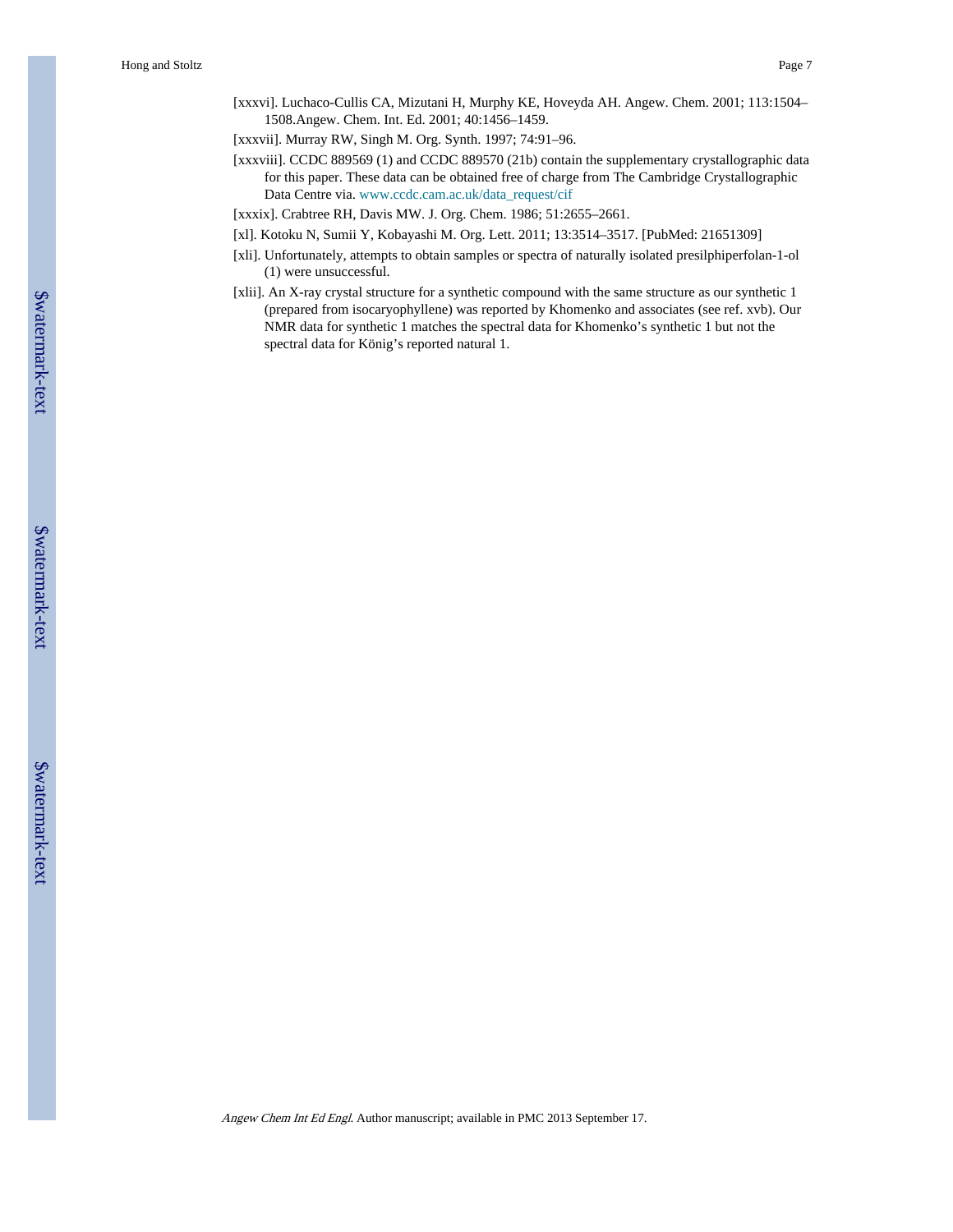[xxxvi]. Luchaco-Cullis CA, Mizutani H, Murphy KE, Hoveyda AH. Angew. Chem. 2001; 113:1504–1508.Angew. Chem. Int. Ed. 2001; 40:1456–1459.

[xxxvii]. Murray RW, Singh M. Org. Synth. 1997; 74:91–96.

[xxxviii]. CCDC 889569 (1) and CCDC 889570 (21b) contain the supplementary crystallographic data for this paper. These data can be obtained free of charge from The Cambridge Crystallographic Data Centre via. www.ccdc.cam.ac.uk/data_request/cif

[xxxix]. Crabtree RH, Davis MW. J. Org. Chem. 1986; 51:2655–2661.

[xl]. Kotoku N, Sumii Y, Kobayashi M. Org. Lett. 2011; 13:3514–3517. [PubMed: 21651309]

[xli]. Unfortunately, attempts to obtain samples or spectra of naturally isolated presilphiperfolan-1-ol (1) were unsuccessful.

[xlii]. An X-ray crystal structure for a synthetic compound with the same structure as our synthetic 1 (prepared from isocaryophyllene) was reported by Khomenko and associates (see ref. xvb). Our NMR data for synthetic 1 matches the spectral data for Khomenko's synthetic 1 but not the spectral data for König's reported natural 1.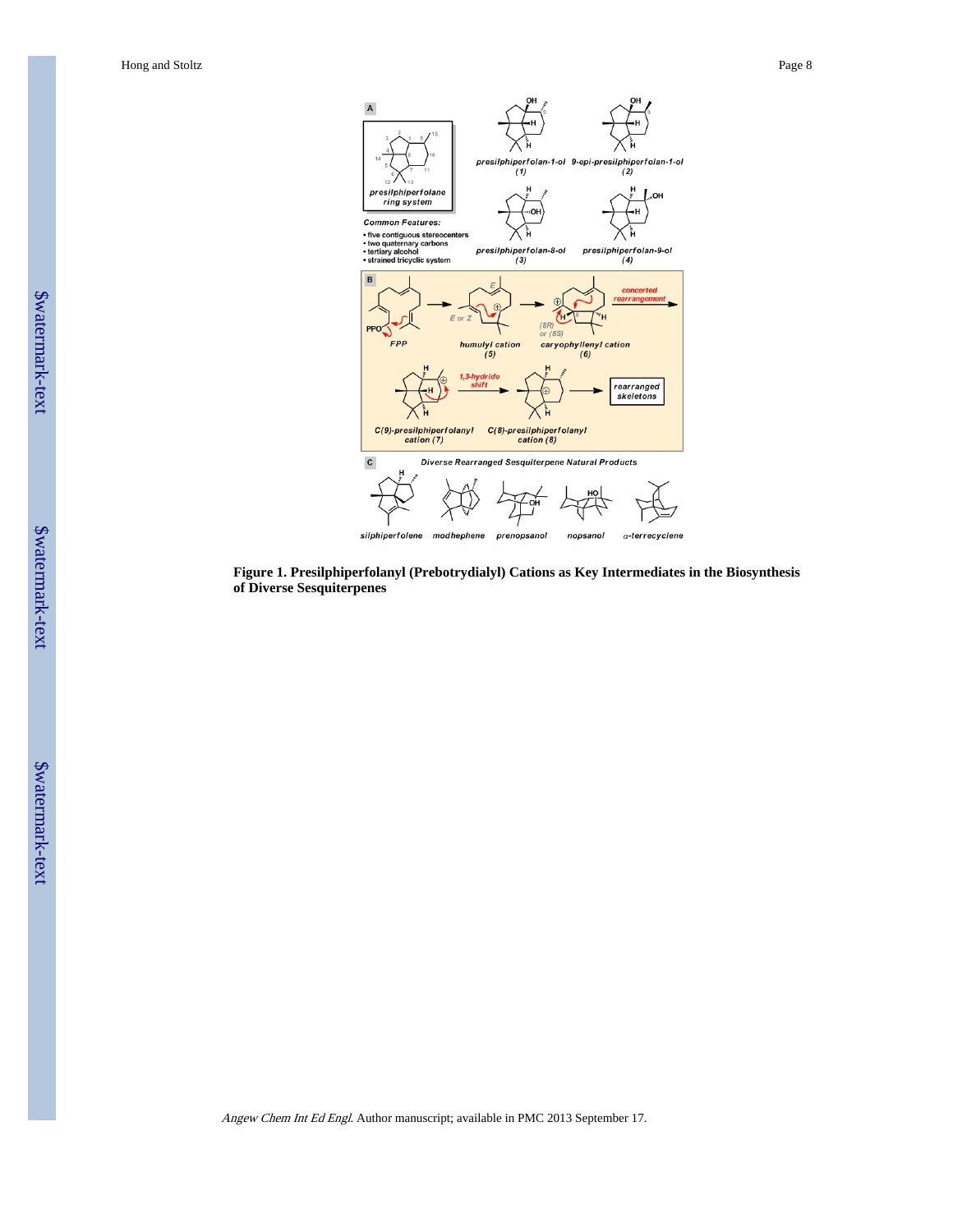**Figure 1. Presilphiperfolanyl (Prebotrydialyl) Cations as Key Intermediates in the Biosynthesis of Diverse Sesquiterpenes**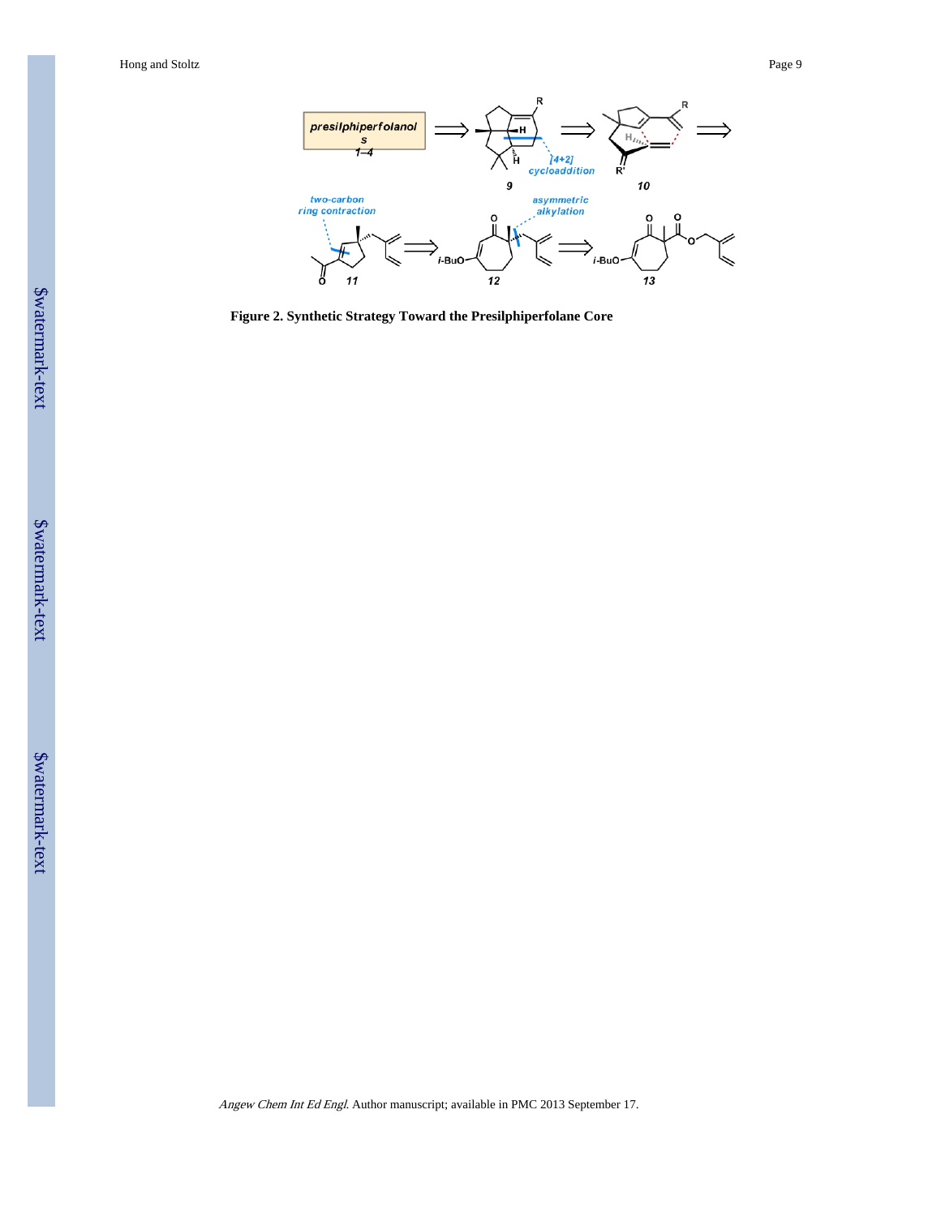**Figure 2. Synthetic Strategy Toward the Presilphiperfolane Core**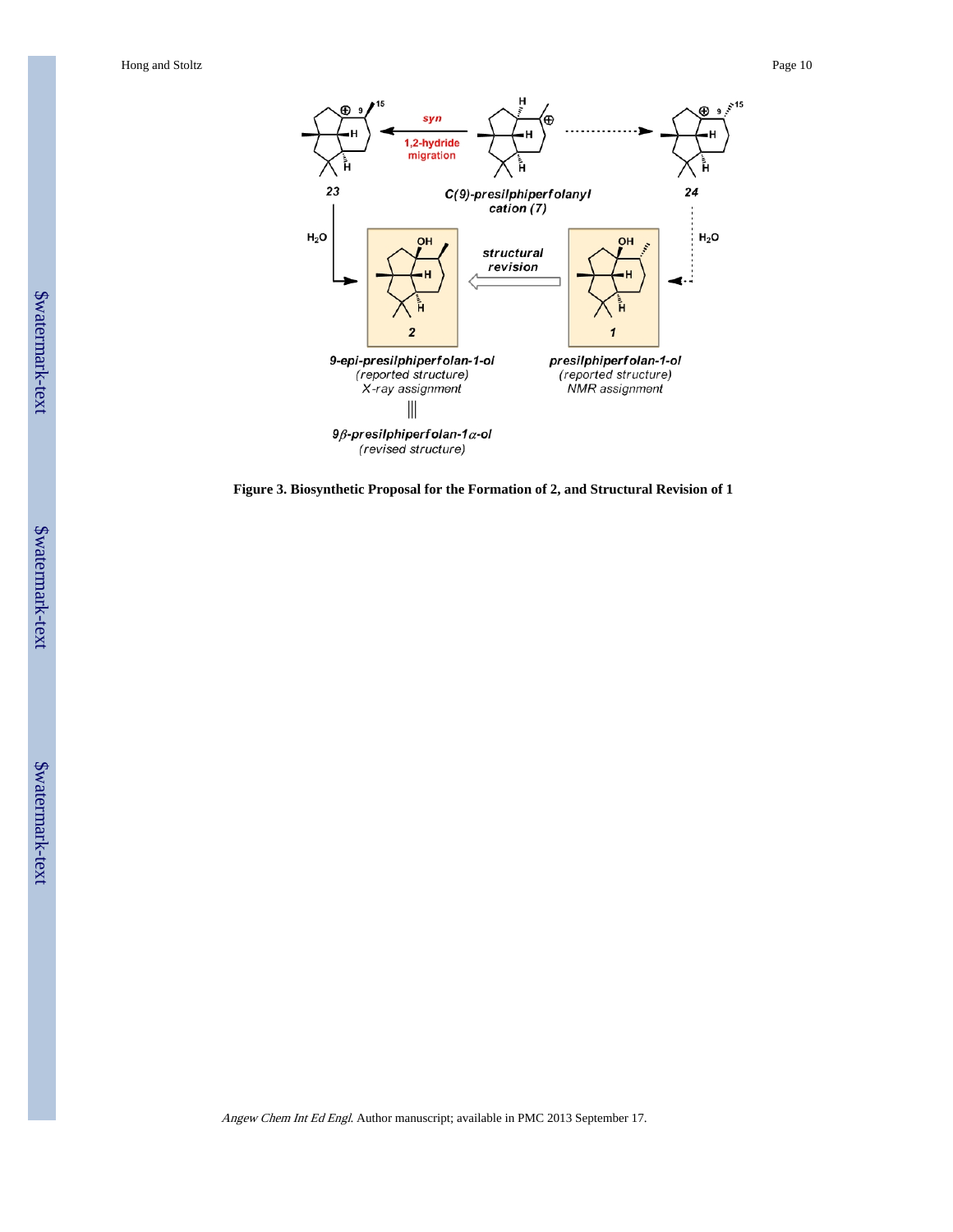**Figure 3. Biosynthetic Proposal for the Formation of 2, and Structural Revision of 1**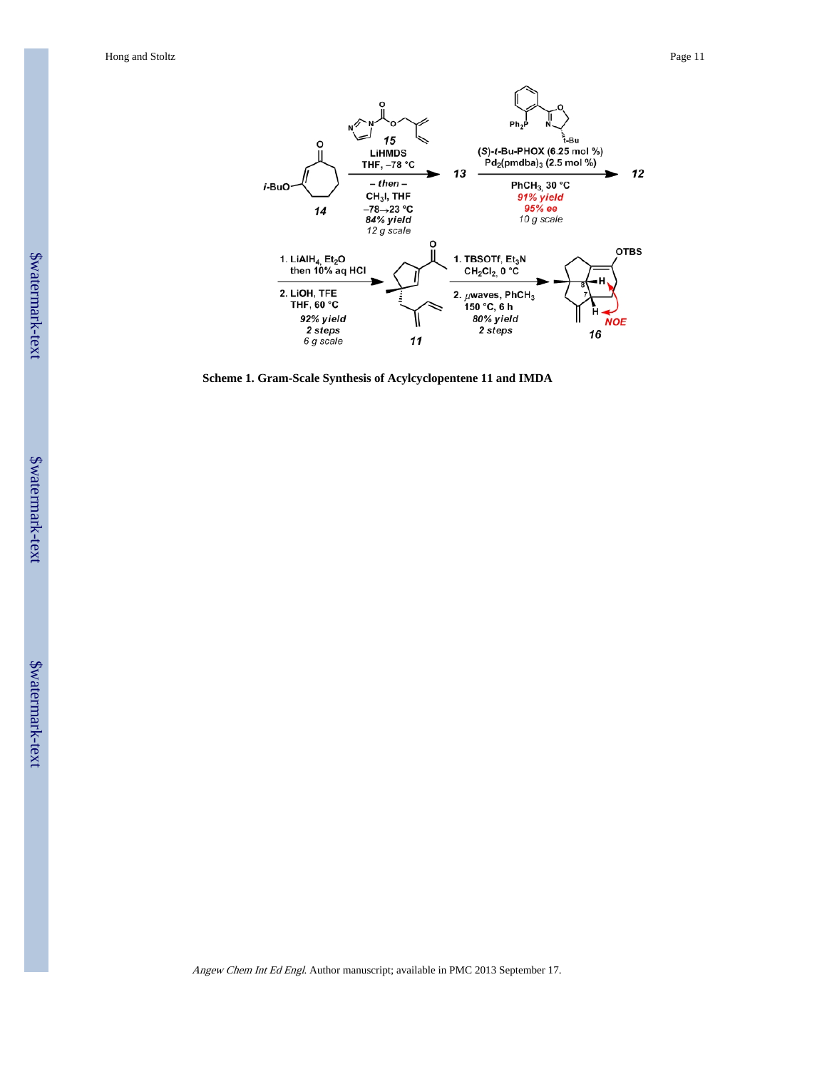**Scheme 1. Gram-Scale Synthesis of Acylcyclopentene 11 and IMDA**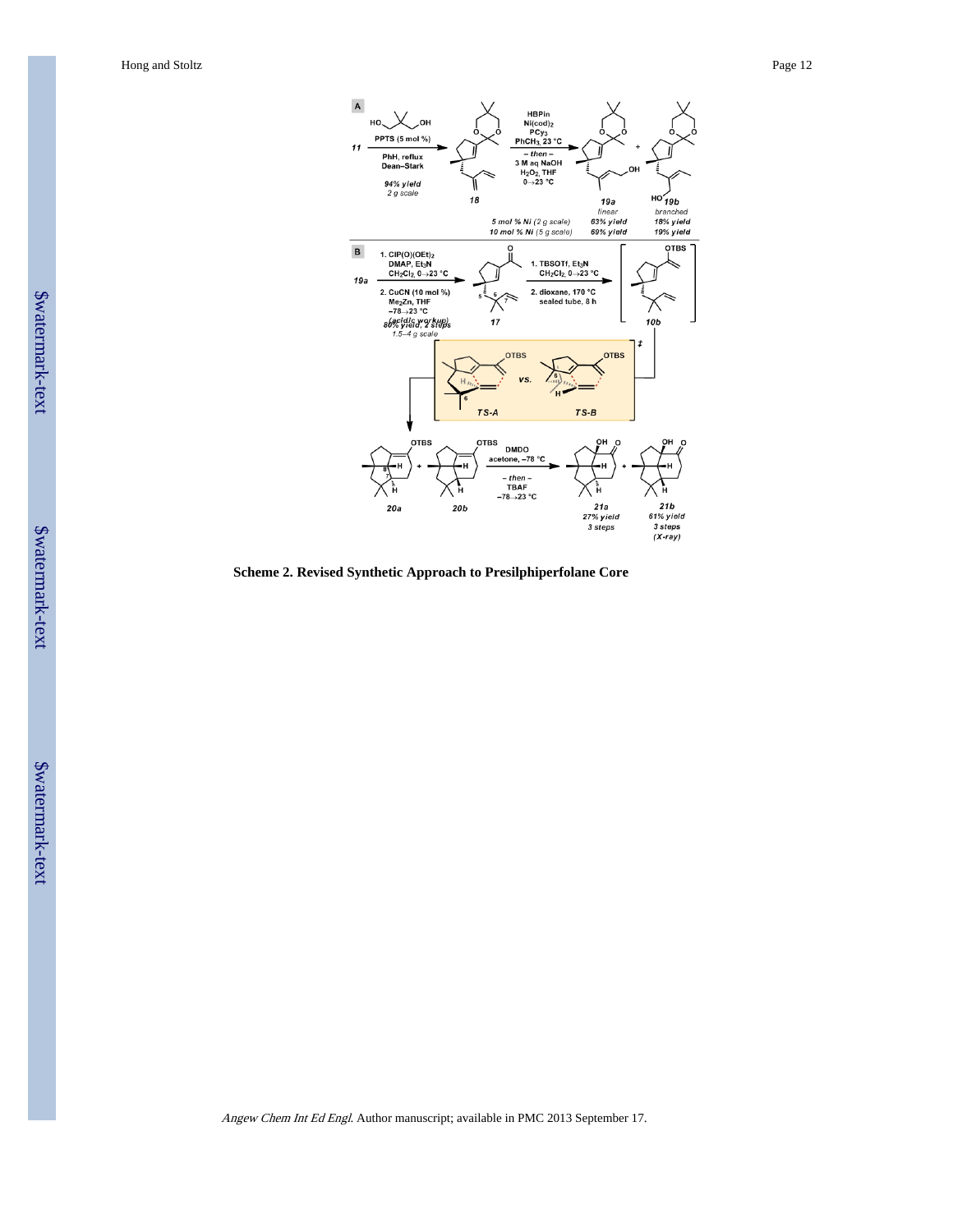**Scheme 2. Revised Synthetic Approach to Presilphiperfolane Core**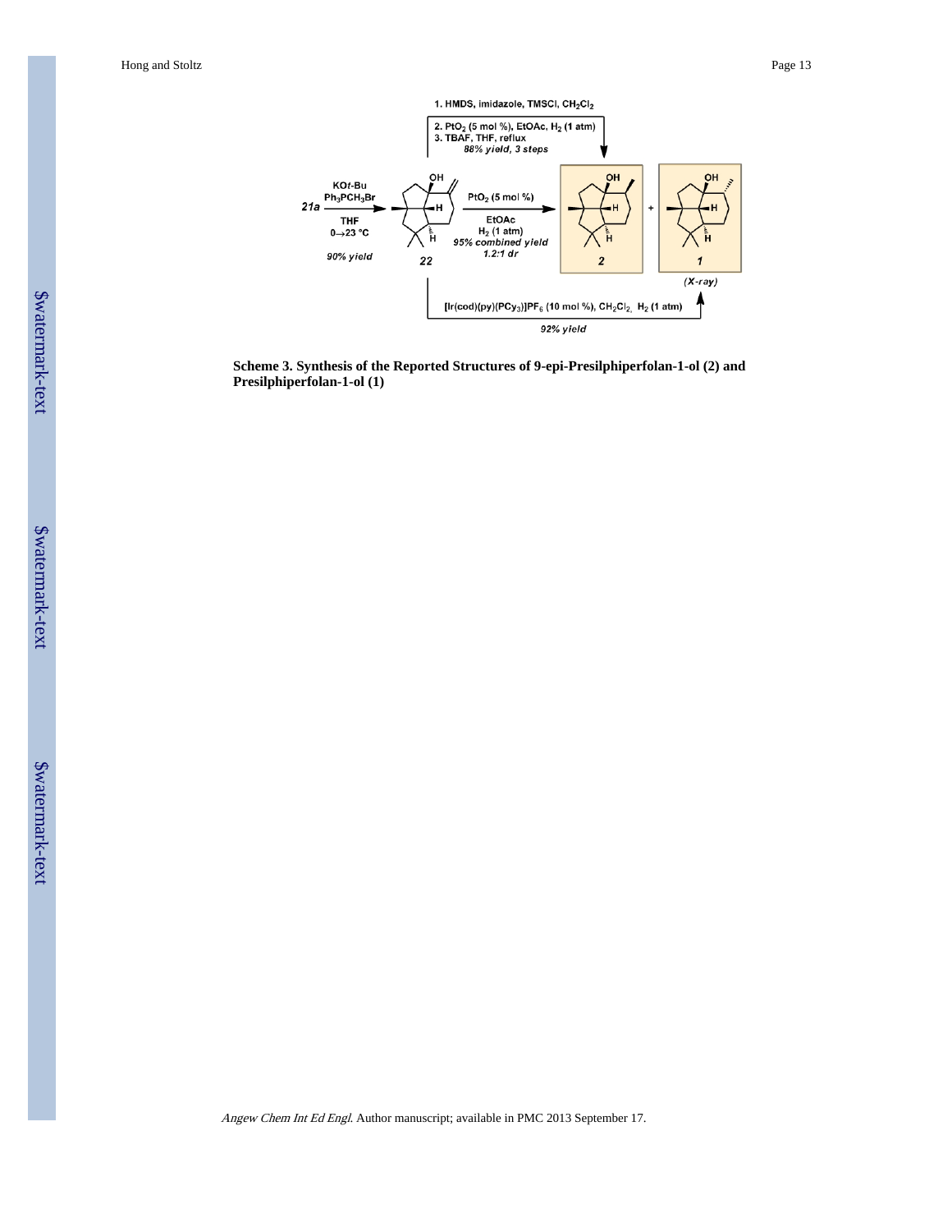1. HMDS, imidazole, TMSCl, $CH_2Cl_2$

2. $PtO_2$ (5 mol %), EtOAc, $H_2$ (1 atm)

3. TBAF, THF, reflux

*88% yield, 3 steps*

**21a**

KO*t*-Bu

$Ph_3PCH_3Br$

THF

0→23 °C

*90% yield*

**22**

$PtO_2$ (5 mol %)

EtOAc

$H_2$ (1 atm)

*95% combined yield*

*1.2:1 dr*

**2**

+

**1**

*(X-ray)*

$[Ir(cod)(py)(PCy_3)]PF_6$ (10 mol %), $CH_2Cl_2$, $H_2$ (1 atm)

*92% yield*

**Scheme 3. Synthesis of the Reported Structures of 9-epi-Presilphiperfolan-1-ol (2) and Presilphiperfolan-1-ol (1)**